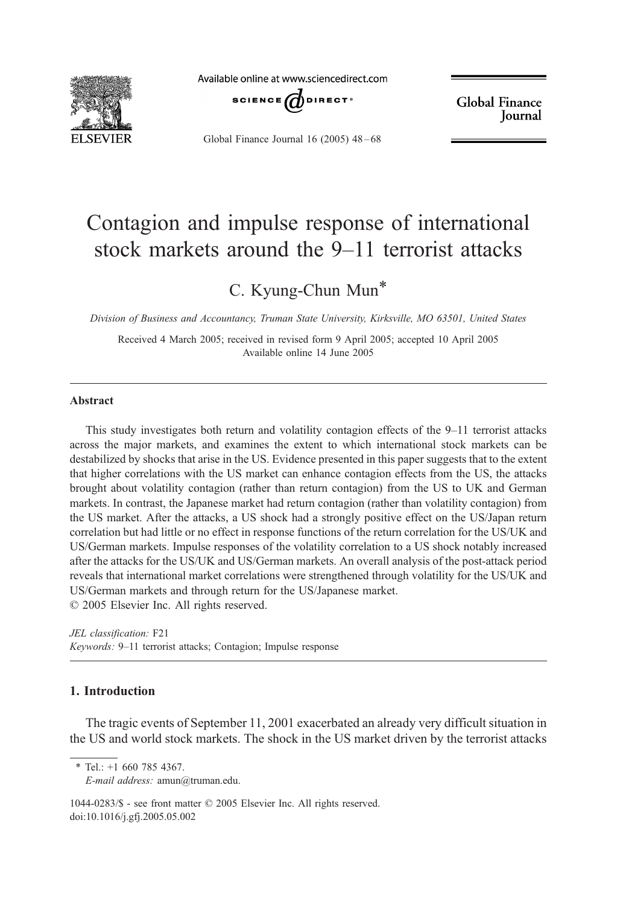# Contagion and impulse response of international stock markets around the 9–11 terrorist attacks

C. Kyung-Chun Mun*

*Division of Business and Accountancy, Truman State University, Kirksville, MO 63501, United States*

Received 4 March 2005; received in revised form 9 April 2005; accepted 10 April 2005
Available online 14 June 2005

---

## Abstract

This study investigates both return and volatility contagion effects of the 9–11 terrorist attacks across the major markets, and examines the extent to which international stock markets can be destabilized by shocks that arise in the US. Evidence presented in this paper suggests that to the extent that higher correlations with the US market can enhance contagion effects from the US, the attacks brought about volatility contagion (rather than return contagion) from the US to UK and German markets. In contrast, the Japanese market had return contagion (rather than volatility contagion) from the US market. After the attacks, a US shock had a strongly positive effect on the US/Japan return correlation but had little or no effect in response functions of the return correlation for the US/UK and US/German markets. Impulse responses of the volatility correlation to a US shock notably increased after the attacks for the US/UK and US/German markets. An overall analysis of the post-attack period reveals that international market correlations were strengthened through volatility for the US/UK and US/German markets and through return for the US/Japanese market.
© 2005 Elsevier Inc. All rights reserved.

*JEL classification:* F21
*Keywords:* 9–11 terrorist attacks; Contagion; Impulse response

---

## 1. Introduction

The tragic events of September 11, 2001 exacerbated an already very difficult situation in the US and world stock markets. The shock in the US market driven by the terrorist attacks

---

* Tel.: +1 660 785 4367.
*E-mail address:* amun@truman.edu.

1044-0283/$ - see front matter © 2005 Elsevier Inc. All rights reserved.
doi:10.1016/j.gfj.2005.05.002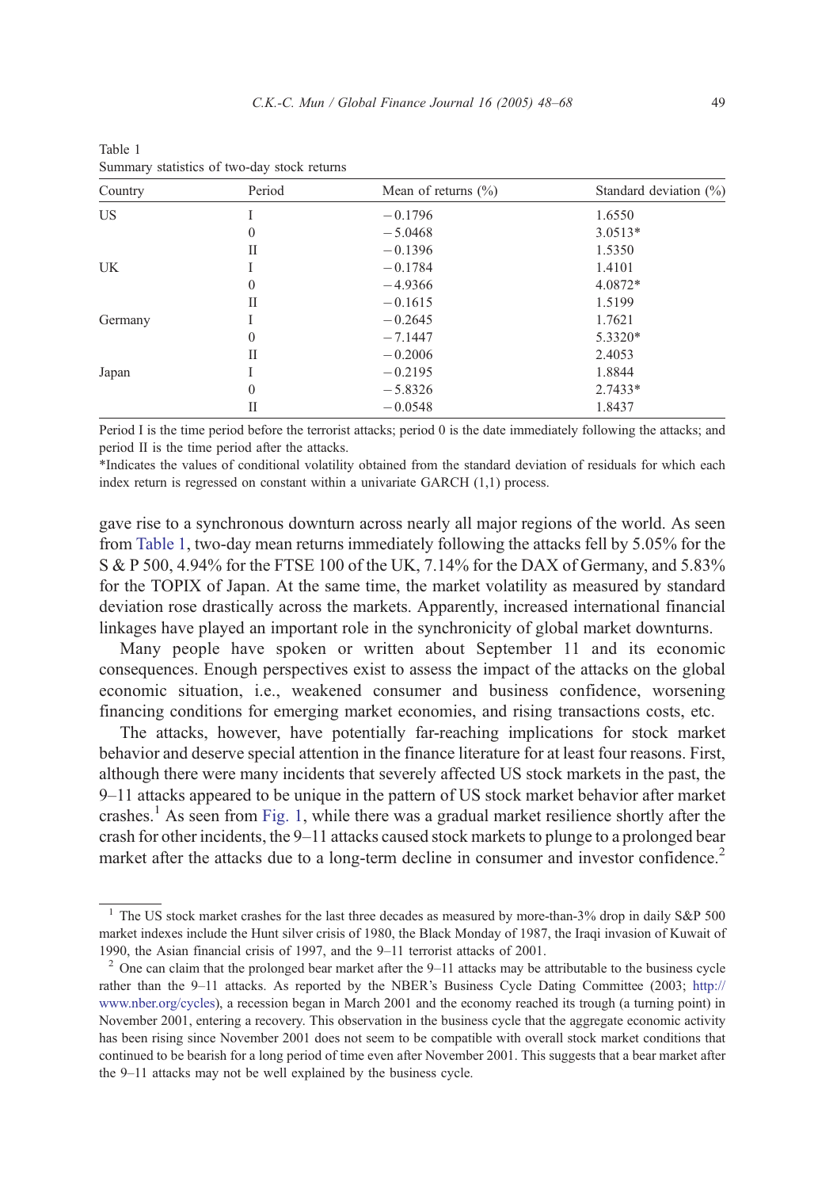Table 1
Summary statistics of two-day stock returns

| Country | Period | Mean of returns (%) | Standard deviation (%) |
|---|---|---|---|
| US | I | −0.1796 | 1.6550 |
| | 0 | −5.0468 | 3.0513* |
| | II | −0.1396 | 1.5350 |
| UK | I | −0.1784 | 1.4101 |
| | 0 | −4.9366 | 4.0872* |
| | II | −0.1615 | 1.5199 |
| Germany | I | −0.2645 | 1.7621 |
| | 0 | −7.1447 | 5.3320* |
| | II | −0.2006 | 2.4053 |
| Japan | I | −0.2195 | 1.8844 |
| | 0 | −5.8326 | 2.7433* |
| | II | −0.0548 | 1.8437 |

Period I is the time period before the terrorist attacks; period 0 is the date immediately following the attacks; and period II is the time period after the attacks.
*Indicates the values of conditional volatility obtained from the standard deviation of residuals for which each index return is regressed on constant within a univariate GARCH (1,1) process.

gave rise to a synchronous downturn across nearly all major regions of the world. As seen from Table 1, two-day mean returns immediately following the attacks fell by 5.05% for the S & P 500, 4.94% for the FTSE 100 of the UK, 7.14% for the DAX of Germany, and 5.83% for the TOPIX of Japan. At the same time, the market volatility as measured by standard deviation rose drastically across the markets. Apparently, increased international financial linkages have played an important role in the synchronicity of global market downturns.

Many people have spoken or written about September 11 and its economic consequences. Enough perspectives exist to assess the impact of the attacks on the global economic situation, i.e., weakened consumer and business confidence, worsening financing conditions for emerging market economies, and rising transactions costs, etc.

The attacks, however, have potentially far-reaching implications for stock market behavior and deserve special attention in the finance literature for at least four reasons. First, although there were many incidents that severely affected US stock markets in the past, the 9–11 attacks appeared to be unique in the pattern of US stock market behavior after market crashes.[1] As seen from Fig. 1, while there was a gradual market resilience shortly after the crash for other incidents, the 9–11 attacks caused stock markets to plunge to a prolonged bear market after the attacks due to a long-term decline in consumer and investor confidence.[2]

[1] The US stock market crashes for the last three decades as measured by more-than-3% drop in daily S&P 500 market indexes include the Hunt silver crisis of 1980, the Black Monday of 1987, the Iraqi invasion of Kuwait of 1990, the Asian financial crisis of 1997, and the 9–11 terrorist attacks of 2001.

[2] One can claim that the prolonged bear market after the 9–11 attacks may be attributable to the business cycle rather than the 9–11 attacks. As reported by the NBER's Business Cycle Dating Committee (2003; http://www.nber.org/cycles), a recession began in March 2001 and the economy reached its trough (a turning point) in November 2001, entering a recovery. This observation in the business cycle that the aggregate economic activity has been rising since November 2001 does not seem to be compatible with overall stock market conditions that continued to be bearish for a long period of time even after November 2001. This suggests that a bear market after the 9–11 attacks may not be well explained by the business cycle.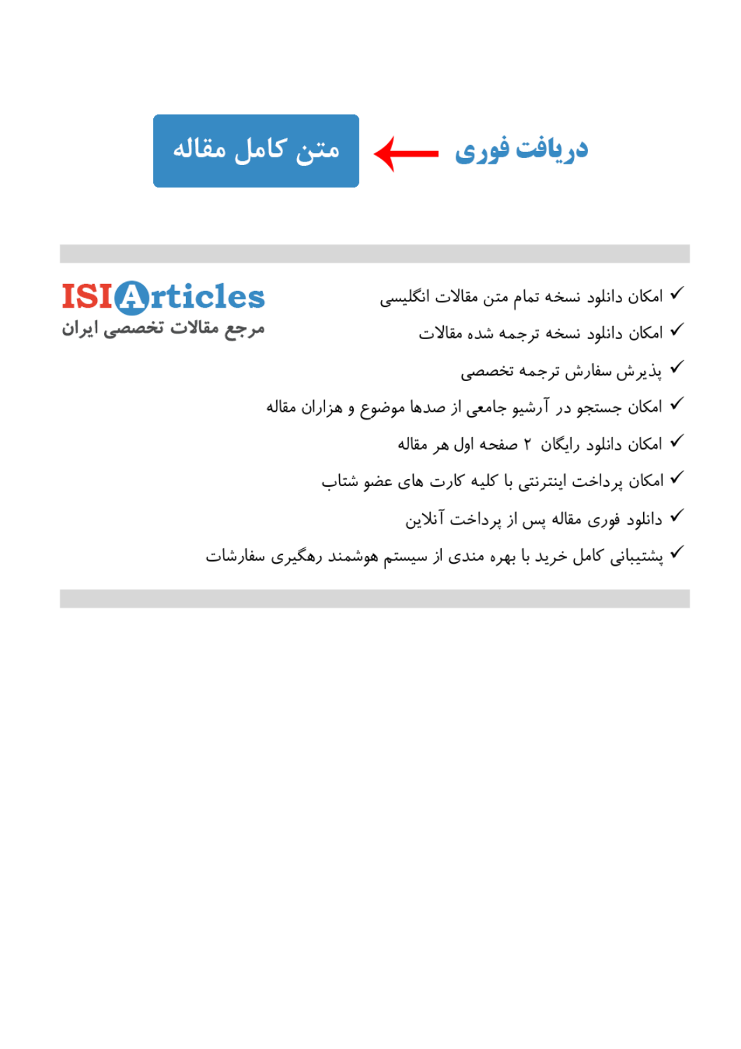دریافت فوری ← **متن کامل مقاله**

**ISIArticles**
مرجع مقالات تخصصی ایران

- ✓ امکان دانلود نسخه تمام متن مقالات انگلیسی
- ✓ امکان دانلود نسخه ترجمه شده مقالات
- ✓ پذیرش سفارش ترجمه تخصصی
- ✓ امکان جستجو در آرشیو جامعی از صدها موضوع و هزاران مقاله
- ✓ امکان دانلود رایگان ۲ صفحه اول هر مقاله
- ✓ امکان پرداخت اینترنتی با کلیه کارت های عضو شتاب
- ✓ دانلود فوری مقاله پس از پرداخت آنلاین
- ✓ پشتیبانی کامل خرید با بهره مندی از سیستم هوشمند رهگیری سفارشات